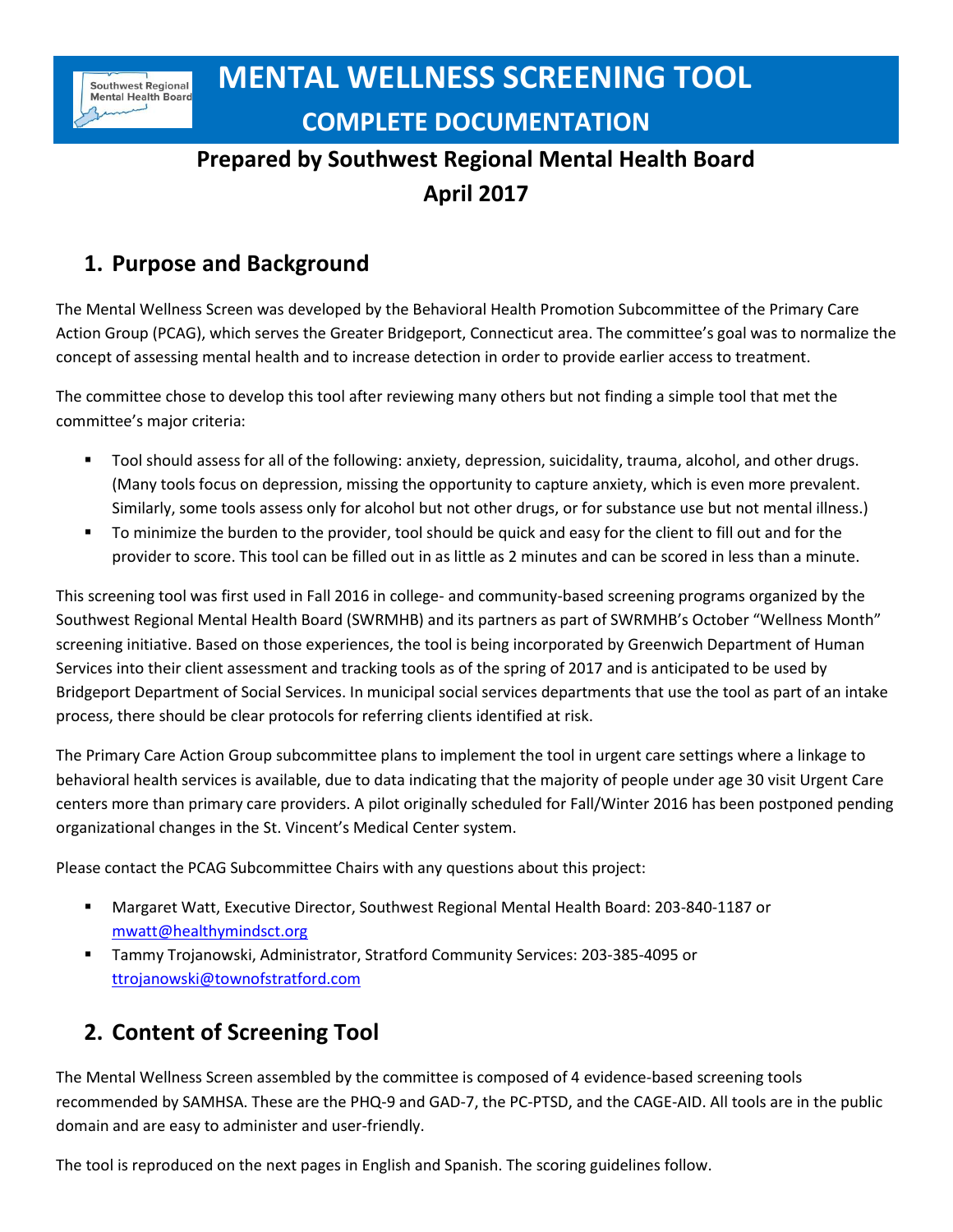# MENTAL WELLNESS SCREENING TOOL

## COMPLETE DOCUMENTATION

### Prepared by Southwest Regional Mental Health Board
### April 2017

## 1. Purpose and Background

The Mental Wellness Screen was developed by the Behavioral Health Promotion Subcommittee of the Primary Care Action Group (PCAG), which serves the Greater Bridgeport, Connecticut area. The committee's goal was to normalize the concept of assessing mental health and to increase detection in order to provide earlier access to treatment.

The committee chose to develop this tool after reviewing many others but not finding a simple tool that met the committee's major criteria:

- Tool should assess for all of the following: anxiety, depression, suicidality, trauma, alcohol, and other drugs. (Many tools focus on depression, missing the opportunity to capture anxiety, which is even more prevalent. Similarly, some tools assess only for alcohol but not other drugs, or for substance use but not mental illness.)
- To minimize the burden to the provider, tool should be quick and easy for the client to fill out and for the provider to score. This tool can be filled out in as little as 2 minutes and can be scored in less than a minute.

This screening tool was first used in Fall 2016 in college- and community-based screening programs organized by the Southwest Regional Mental Health Board (SWRMHB) and its partners as part of SWRMHB's October "Wellness Month" screening initiative. Based on those experiences, the tool is being incorporated by Greenwich Department of Human Services into their client assessment and tracking tools as of the spring of 2017 and is anticipated to be used by Bridgeport Department of Social Services. In municipal social services departments that use the tool as part of an intake process, there should be clear protocols for referring clients identified at risk.

The Primary Care Action Group subcommittee plans to implement the tool in urgent care settings where a linkage to behavioral health services is available, due to data indicating that the majority of people under age 30 visit Urgent Care centers more than primary care providers. A pilot originally scheduled for Fall/Winter 2016 has been postponed pending organizational changes in the St. Vincent's Medical Center system.

Please contact the PCAG Subcommittee Chairs with any questions about this project:

- Margaret Watt, Executive Director, Southwest Regional Mental Health Board: 203-840-1187 or mwatt@healthymindsct.org
- Tammy Trojanowski, Administrator, Stratford Community Services: 203-385-4095 or ttrojanowski@townofstratford.com

## 2. Content of Screening Tool

The Mental Wellness Screen assembled by the committee is composed of 4 evidence-based screening tools recommended by SAMHSA. These are the PHQ-9 and GAD-7, the PC-PTSD, and the CAGE-AID. All tools are in the public domain and are easy to administer and user-friendly.

The tool is reproduced on the next pages in English and Spanish. The scoring guidelines follow.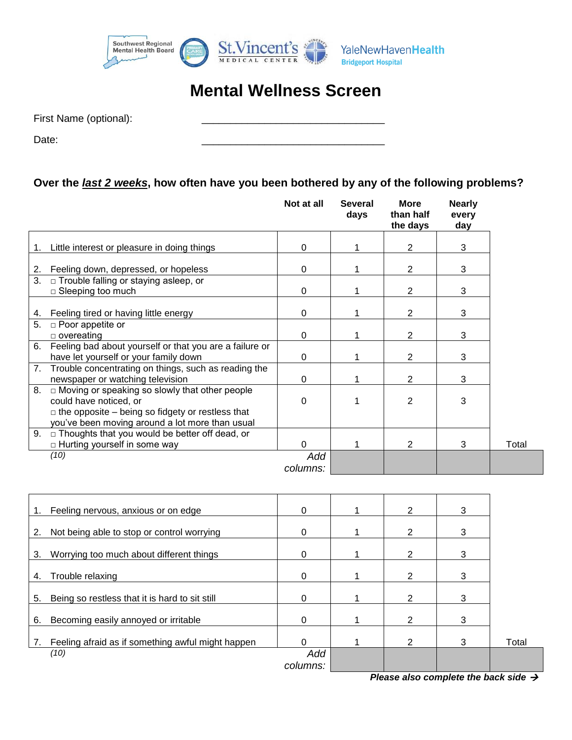Southwest Regional Mental Health Board   St. Vincent's Medical Center   YaleNewHavenHealth Bridgeport Hospital

# Mental Wellness Screen

First Name (optional): ______________________________

Date: ______________________________

**Over the *last 2 weeks*, how often have you been bothered by any of the following problems?**

| | Not at all | Several days | More than half the days | Nearly every day | |
|---|---|---|---|---|---|
| 1. Little interest or pleasure in doing things | 0 | 1 | 2 | 3 | |
| 2. Feeling down, depressed, or hopeless | 0 | 1 | 2 | 3 | |
| 3. □ Trouble falling or staying asleep, or □ Sleeping too much | 0 | 1 | 2 | 3 | |
| 4. Feeling tired or having little energy | 0 | 1 | 2 | 3 | |
| 5. □ Poor appetite or □ overeating | 0 | 1 | 2 | 3 | |
| 6. Feeling bad about yourself or that you are a failure or have let yourself or your family down | 0 | 1 | 2 | 3 | |
| 7. Trouble concentrating on things, such as reading the newspaper or watching television | 0 | 1 | 2 | 3 | |
| 8. □ Moving or speaking so slowly that other people could have noticed, or □ the opposite – being so fidgety or restless that you've been moving around a lot more than usual | 0 | 1 | 2 | 3 | |
| 9. □ Thoughts that you would be better off dead, or □ Hurting yourself in some way | 0 | 1 | 2 | 3 | Total |
| *(10)* | *Add columns:* | | | | |

| | | | | | |
|---|---|---|---|---|---|
| 1. Feeling nervous, anxious or on edge | 0 | 1 | 2 | 3 | |
| 2. Not being able to stop or control worrying | 0 | 1 | 2 | 3 | |
| 3. Worrying too much about different things | 0 | 1 | 2 | 3 | |
| 4. Trouble relaxing | 0 | 1 | 2 | 3 | |
| 5. Being so restless that it is hard to sit still | 0 | 1 | 2 | 3 | |
| 6. Becoming easily annoyed or irritable | 0 | 1 | 2 | 3 | |
| 7. Feeling afraid as if something awful might happen | 0 | 1 | 2 | 3 | Total |
| *(10)* | *Add columns:* | | | | |

***Please also complete the back side →***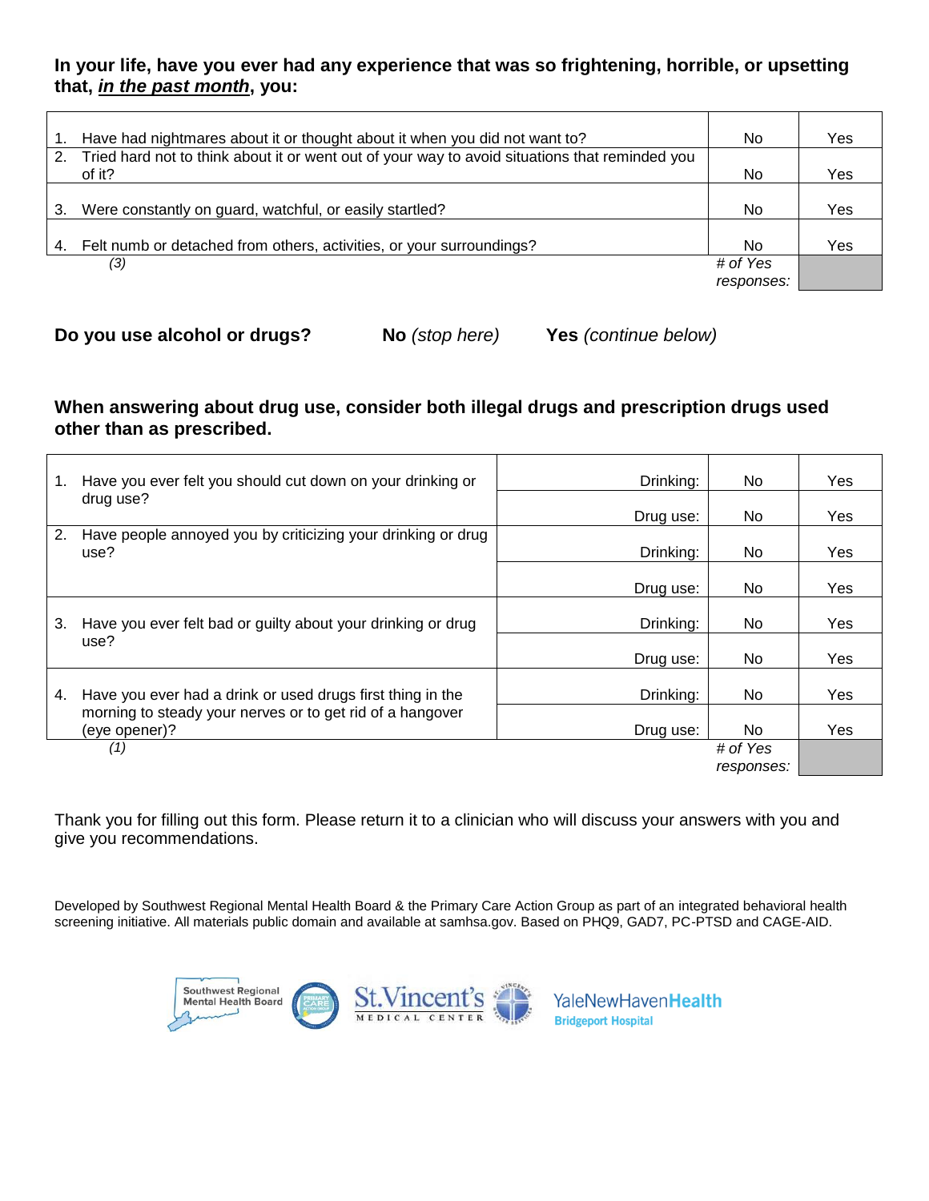**In your life, have you ever had any experience that was so frightening, horrible, or upsetting that, _in the past month_, you:**

| | | |
|---|---|---|
| 1. Have had nightmares about it or thought about it when you did not want to? | No | Yes |
| 2. Tried hard not to think about it or went out of your way to avoid situations that reminded you of it? | No | Yes |
| 3. Were constantly on guard, watchful, or easily startled? | No | Yes |
| 4. Felt numb or detached from others, activities, or your surroundings? | No | Yes |
| *(3)* | *# of Yes responses:* | |

**Do you use alcohol or drugs?** **No** *(stop here)* **Yes** *(continue below)*

**When answering about drug use, consider both illegal drugs and prescription drugs used other than as prescribed.**

| | | | |
|---|---|---|---|
| 1. Have you ever felt you should cut down on your drinking or drug use? | Drinking: | No | Yes |
| | Drug use: | No | Yes |
| 2. Have people annoyed you by criticizing your drinking or drug use? | Drinking: | No | Yes |
| | Drug use: | No | Yes |
| 3. Have you ever felt bad or guilty about your drinking or drug use? | Drinking: | No | Yes |
| | Drug use: | No | Yes |
| 4. Have you ever had a drink or used drugs first thing in the morning to steady your nerves or to get rid of a hangover (eye opener)? | Drinking: | No | Yes |
| | Drug use: | No | Yes |
| *(1)* | | *# of Yes responses:* | |

Thank you for filling out this form. Please return it to a clinician who will discuss your answers with you and give you recommendations.

Developed by Southwest Regional Mental Health Board & the Primary Care Action Group as part of an integrated behavioral health screening initiative. All materials public domain and available at samhsa.gov. Based on PHQ9, GAD7, PC-PTSD and CAGE-AID.

Southwest Regional Mental Health Board St.Vincent's MEDICAL CENTER YaleNewHavenHealth Bridgeport Hospital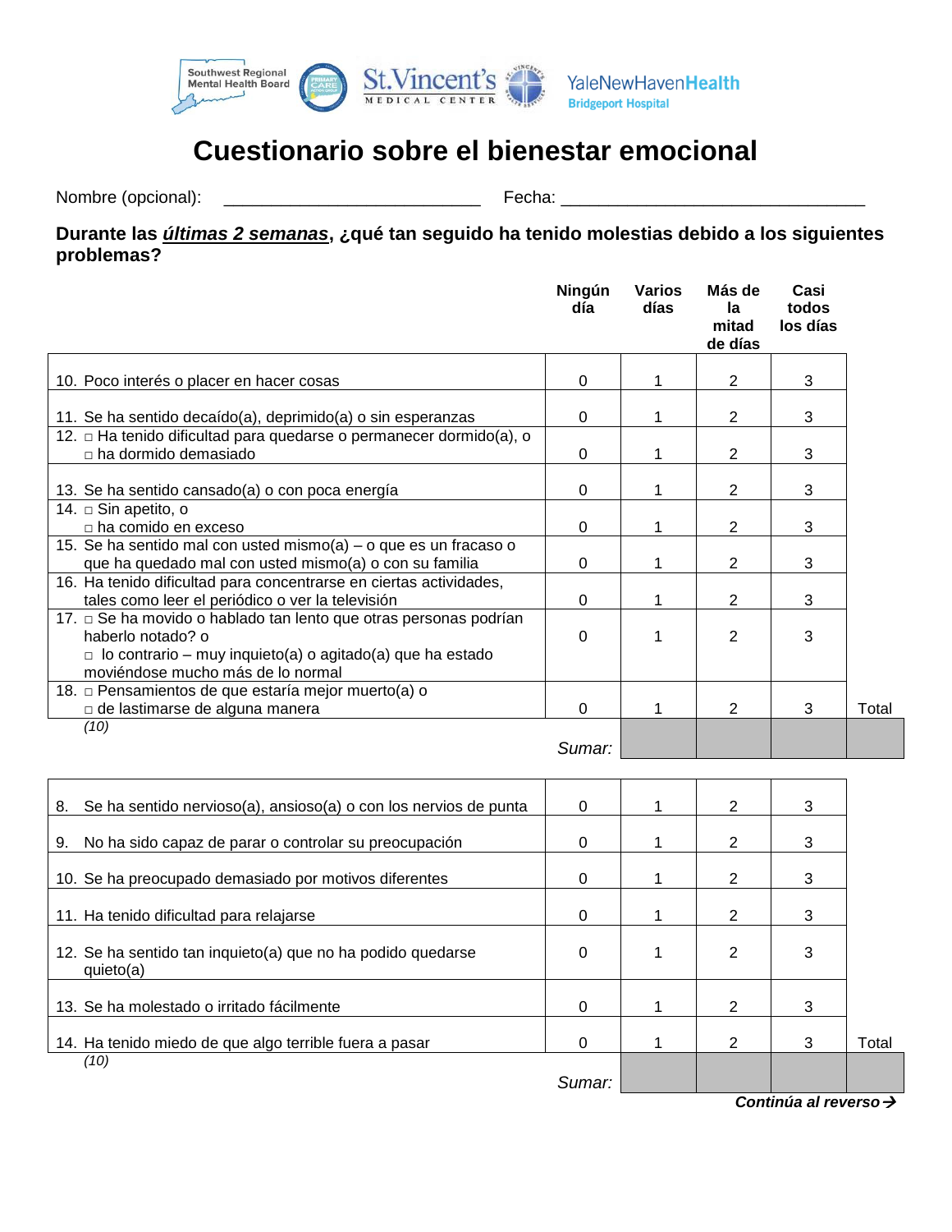Southwest Regional Mental Health Board · St. Vincent's Medical Center · YaleNewHavenHealth Bridgeport Hospital

# Cuestionario sobre el bienestar emocional

Nombre (opcional): ___________________________ Fecha: ________________________________

**Durante las *últimas 2 semanas*, ¿qué tan seguido ha tenido molestias debido a los siguientes problemas?**

| | Ningún día | Varios días | Más de la mitad de días | Casi todos los días | |
|---|---|---|---|---|---|
| 10. Poco interés o placer en hacer cosas | 0 | 1 | 2 | 3 | |
| 11. Se ha sentido decaído(a), deprimido(a) o sin esperanzas | 0 | 1 | 2 | 3 | |
| 12. □ Ha tenido dificultad para quedarse o permanecer dormido(a), o □ ha dormido demasiado | 0 | 1 | 2 | 3 | |
| 13. Se ha sentido cansado(a) o con poca energía | 0 | 1 | 2 | 3 | |
| 14. □ Sin apetito, o □ ha comido en exceso | 0 | 1 | 2 | 3 | |
| 15. Se ha sentido mal con usted mismo(a) – o que es un fracaso o que ha quedado mal con usted mismo(a) o con su familia | 0 | 1 | 2 | 3 | |
| 16. Ha tenido dificultad para concentrarse en ciertas actividades, tales como leer el periódico o ver la televisión | 0 | 1 | 2 | 3 | |
| 17. □ Se ha movido o hablado tan lento que otras personas podrían haberlo notado? o □ lo contrario – muy inquieto(a) o agitado(a) que ha estado moviéndose mucho más de lo normal | 0 | 1 | 2 | 3 | |
| 18. □ Pensamientos de que estaría mejor muerto(a) o □ de lastimarse de alguna manera | 0 | 1 | 2 | 3 | Total |
| *(10)* *Sumar:* | | | | | |

| | Ningún día | Varios días | Más de la mitad de días | Casi todos los días | |
|---|---|---|---|---|---|
| 8. Se ha sentido nervioso(a), ansioso(a) o con los nervios de punta | 0 | 1 | 2 | 3 | |
| 9. No ha sido capaz de parar o controlar su preocupación | 0 | 1 | 2 | 3 | |
| 10. Se ha preocupado demasiado por motivos diferentes | 0 | 1 | 2 | 3 | |
| 11. Ha tenido dificultad para relajarse | 0 | 1 | 2 | 3 | |
| 12. Se ha sentido tan inquieto(a) que no ha podido quedarse quieto(a) | 0 | 1 | 2 | 3 | |
| 13. Se ha molestado o irritado fácilmente | 0 | 1 | 2 | 3 | |
| 14. Ha tenido miedo de que algo terrible fuera a pasar | 0 | 1 | 2 | 3 | Total |
| *(10)* *Sumar:* | | | | | |

***Continúa al reverso→***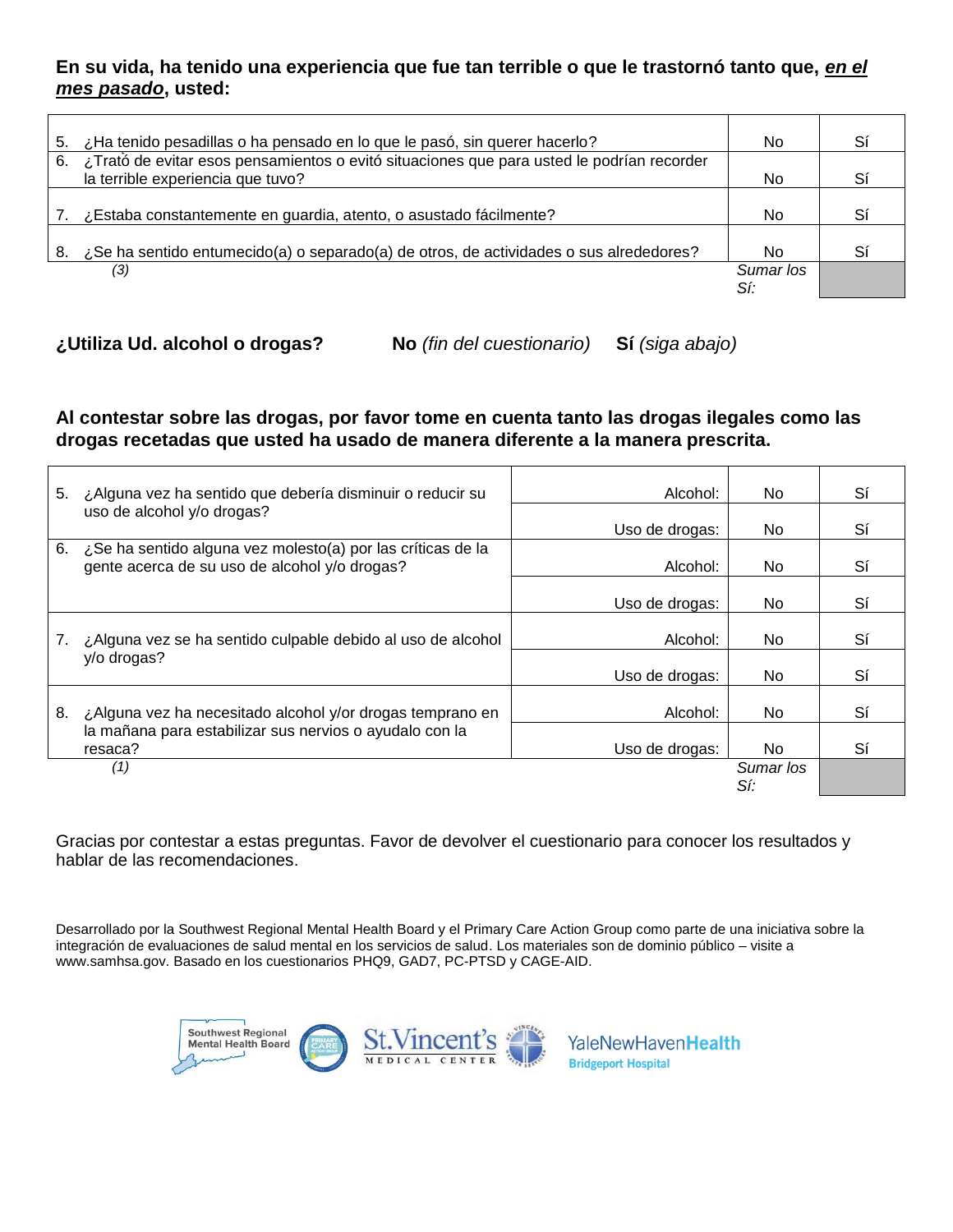**En su vida, ha tenido una experiencia que fue tan terrible o que le trastornó tanto que, *en el mes pasado*, usted:**

| | | |
|---|---|---|
| 5. ¿Ha tenido pesadillas o ha pensado en lo que le pasó, sin querer hacerlo? | No | Sí |
| 6. ¿Trató de evitar esos pensamientos o evitó situaciones que para usted le podrían recorder la terrible experiencia que tuvo? | No | Sí |
| 7. ¿Estaba constantemente en guardia, atento, o asustado fácilmente? | No | Sí |
| 8. ¿Se ha sentido entumecido(a) o separado(a) de otros, de actividades o sus alrededores? | No | Sí |
| *(3)* | *Sumar los Sí:* | |

**¿Utiliza Ud. alcohol o drogas?** **No** *(fin del cuestionario)* **Sí** *(siga abajo)*

**Al contestar sobre las drogas, por favor tome en cuenta tanto las drogas ilegales como las drogas recetadas que usted ha usado de manera diferente a la manera prescrita.**

| | | | |
|---|---|---|---|
| 5. ¿Alguna vez ha sentido que debería disminuir o reducir su uso de alcohol y/o drogas? | Alcohol: | No | Sí |
| | Uso de drogas: | No | Sí |
| 6. ¿Se ha sentido alguna vez molesto(a) por las críticas de la gente acerca de su uso de alcohol y/o drogas? | Alcohol: | No | Sí |
| | Uso de drogas: | No | Sí |
| 7. ¿Alguna vez se ha sentido culpable debido al uso de alcohol y/o drogas? | Alcohol: | No | Sí |
| | Uso de drogas: | No | Sí |
| 8. ¿Alguna vez ha necesitado alcohol y/or drogas temprano en la mañana para estabilizar sus nervios o ayudalo con la resaca? | Alcohol: | No | Sí |
| | Uso de drogas: | No | Sí |
| *(1)* | | *Sumar los Sí:* | |

Gracias por contestar a estas preguntas. Favor de devolver el cuestionario para conocer los resultados y hablar de las recomendaciones.

Desarrollado por la Southwest Regional Mental Health Board y el Primary Care Action Group como parte de una iniciativa sobre la integración de evaluaciones de salud mental en los servicios de salud. Los materiales son de dominio público – visite a www.samhsa.gov. Basado en los cuestionarios PHQ9, GAD7, PC-PTSD y CAGE-AID.

Southwest Regional Mental Health Board · St.Vincent's Medical Center · YaleNewHavenHealth Bridgeport Hospital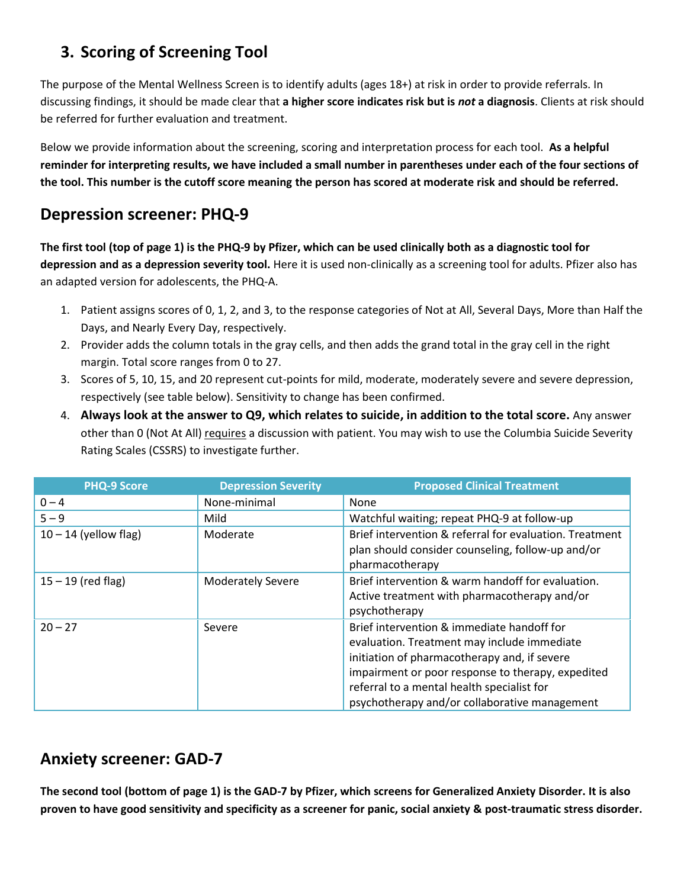## 3. Scoring of Screening Tool

The purpose of the Mental Wellness Screen is to identify adults (ages 18+) at risk in order to provide referrals. In discussing findings, it should be made clear that **a higher score indicates risk but is *not* a diagnosis**. Clients at risk should be referred for further evaluation and treatment.

Below we provide information about the screening, scoring and interpretation process for each tool. **As a helpful reminder for interpreting results, we have included a small number in parentheses under each of the four sections of the tool. This number is the cutoff score meaning the person has scored at moderate risk and should be referred.**

## Depression screener: PHQ-9

**The first tool (top of page 1) is the PHQ-9 by Pfizer, which can be used clinically both as a diagnostic tool for depression and as a depression severity tool.** Here it is used non-clinically as a screening tool for adults. Pfizer also has an adapted version for adolescents, the PHQ-A.

1. Patient assigns scores of 0, 1, 2, and 3, to the response categories of Not at All, Several Days, More than Half the Days, and Nearly Every Day, respectively.
2. Provider adds the column totals in the gray cells, and then adds the grand total in the gray cell in the right margin. Total score ranges from 0 to 27.
3. Scores of 5, 10, 15, and 20 represent cut-points for mild, moderate, moderately severe and severe depression, respectively (see table below). Sensitivity to change has been confirmed.
4. **Always look at the answer to Q9, which relates to suicide, in addition to the total score.** Any answer other than 0 (Not At All) requires a discussion with patient. You may wish to use the Columbia Suicide Severity Rating Scales (CSSRS) to investigate further.

| PHQ-9 Score | Depression Severity | Proposed Clinical Treatment |
| --- | --- | --- |
| 0 – 4 | None-minimal | None |
| 5 – 9 | Mild | Watchful waiting; repeat PHQ-9 at follow-up |
| 10 – 14 (yellow flag) | Moderate | Brief intervention & referral for evaluation. Treatment plan should consider counseling, follow-up and/or pharmacotherapy |
| 15 – 19 (red flag) | Moderately Severe | Brief intervention & warm handoff for evaluation. Active treatment with pharmacotherapy and/or psychotherapy |
| 20 – 27 | Severe | Brief intervention & immediate handoff for evaluation. Treatment may include immediate initiation of pharmacotherapy and, if severe impairment or poor response to therapy, expedited referral to a mental health specialist for psychotherapy and/or collaborative management |

## Anxiety screener: GAD-7

**The second tool (bottom of page 1) is the GAD-7 by Pfizer, which screens for Generalized Anxiety Disorder. It is also proven to have good sensitivity and specificity as a screener for panic, social anxiety & post-traumatic stress disorder.**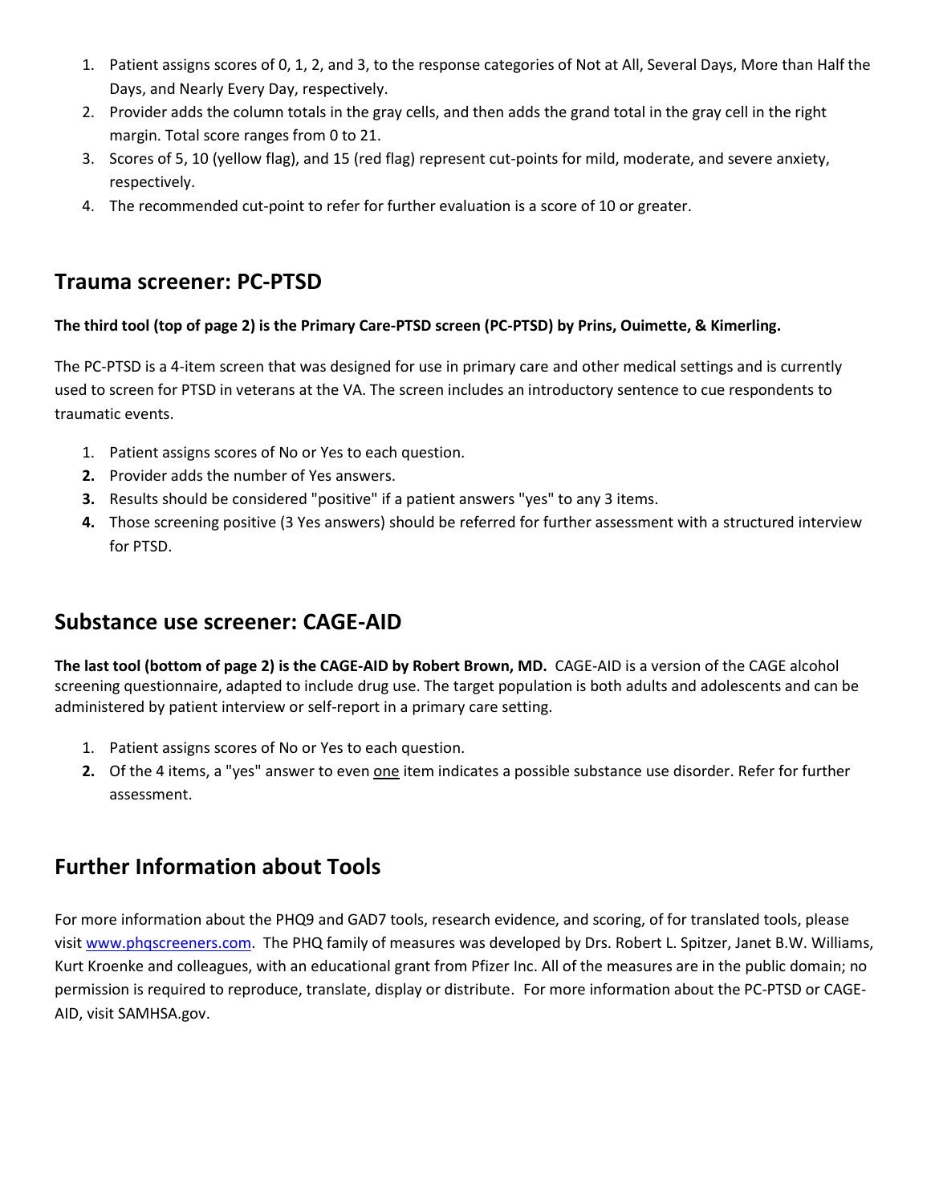1. Patient assigns scores of 0, 1, 2, and 3, to the response categories of Not at All, Several Days, More than Half the Days, and Nearly Every Day, respectively.
2. Provider adds the column totals in the gray cells, and then adds the grand total in the gray cell in the right margin. Total score ranges from 0 to 21.
3. Scores of 5, 10 (yellow flag), and 15 (red flag) represent cut-points for mild, moderate, and severe anxiety, respectively.
4. The recommended cut-point to refer for further evaluation is a score of 10 or greater.

## Trauma screener: PC-PTSD

**The third tool (top of page 2) is the Primary Care-PTSD screen (PC-PTSD) by Prins, Ouimette, & Kimerling.**

The PC-PTSD is a 4-item screen that was designed for use in primary care and other medical settings and is currently used to screen for PTSD in veterans at the VA. The screen includes an introductory sentence to cue respondents to traumatic events.

1. Patient assigns scores of No or Yes to each question.
2. Provider adds the number of Yes answers.
3. Results should be considered "positive" if a patient answers "yes" to any 3 items.
4. Those screening positive (3 Yes answers) should be referred for further assessment with a structured interview for PTSD.

## Substance use screener: CAGE-AID

**The last tool (bottom of page 2) is the CAGE-AID by Robert Brown, MD.** CAGE-AID is a version of the CAGE alcohol screening questionnaire, adapted to include drug use. The target population is both adults and adolescents and can be administered by patient interview or self-report in a primary care setting.

1. Patient assigns scores of No or Yes to each question.
2. Of the 4 items, a "yes" answer to even one item indicates a possible substance use disorder. Refer for further assessment.

## Further Information about Tools

For more information about the PHQ9 and GAD7 tools, research evidence, and scoring, of for translated tools, please visit www.phqscreeners.com. The PHQ family of measures was developed by Drs. Robert L. Spitzer, Janet B.W. Williams, Kurt Kroenke and colleagues, with an educational grant from Pfizer Inc. All of the measures are in the public domain; no permission is required to reproduce, translate, display or distribute. For more information about the PC-PTSD or CAGE-AID, visit SAMHSA.gov.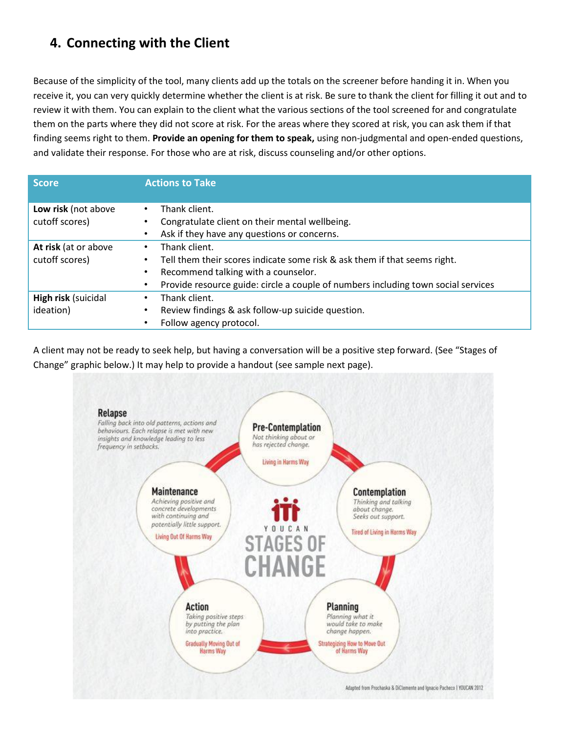## 4. Connecting with the Client

Because of the simplicity of the tool, many clients add up the totals on the screener before handing it in. When you receive it, you can very quickly determine whether the client is at risk. Be sure to thank the client for filling it out and to review it with them. You can explain to the client what the various sections of the tool screened for and congratulate them on the parts where they did not score at risk. For the areas where they scored at risk, you can ask them if that finding seems right to them. **Provide an opening for them to speak,** using non-judgmental and open-ended questions, and validate their response. For those who are at risk, discuss counseling and/or other options.

| Score | Actions to Take |
|---|---|
| **Low risk** (not above cutoff scores) | • Thank client.<br>• Congratulate client on their mental wellbeing.<br>• Ask if they have any questions or concerns. |
| **At risk** (at or above cutoff scores) | • Thank client.<br>• Tell them their scores indicate some risk & ask them if that seems right.<br>• Recommend talking with a counselor.<br>• Provide resource guide: circle a couple of numbers including town social services |
| **High risk** (suicidal ideation) | • Thank client.<br>• Review findings & ask follow-up suicide question.<br>• Follow agency protocol. |

A client may not be ready to seek help, but having a conversation will be a positive step forward. (See "Stages of Change" graphic below.) It may help to provide a handout (see sample next page).

YOUCAN STAGES OF CHANGE

**Pre-Contemplation**
*Not thinking about or has rejected change.*
Living in Harms Way

**Contemplation**
*Thinking and talking about change. Seeks out support.*
Tired of Living in Harms Way

**Planning**
*Planning what it would take to make change happen.*
Strategizing How to Move Out of Harms Way

**Action**
*Taking positive steps by putting the plan into practice.*
Gradually Moving Out of Harms Way

**Maintenance**
*Achieving positive and concrete developments with continuing and potentially little support.*
Living Out Of Harms Way

**Relapse**
*Falling back into old patterns, actions and behaviours. Each relapse is met with new insights and knowledge leading to less frequency in setbacks.*

Adapted from Prochaska & DiClemente and Ignacio Pacheco | YOUCAN 2012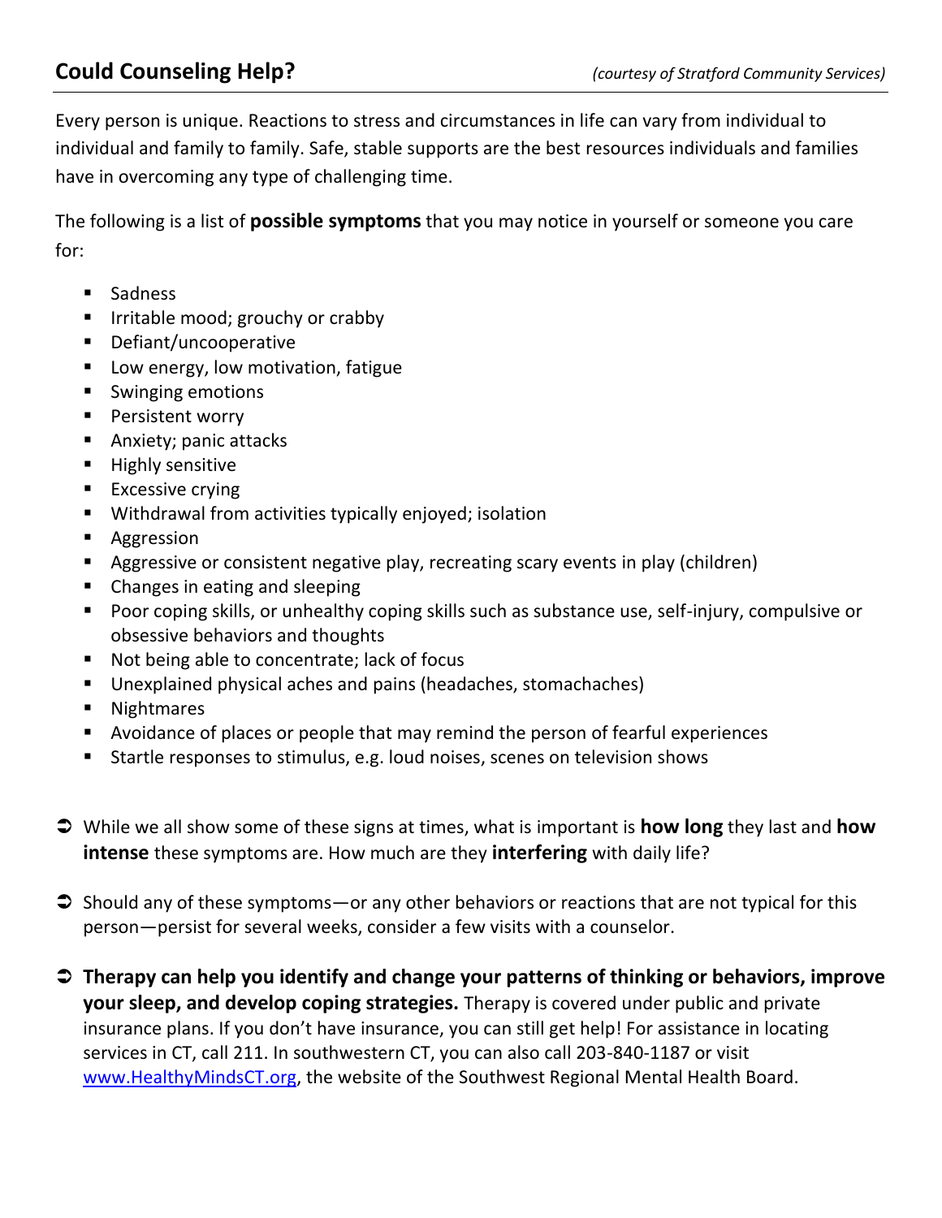## Could Counseling Help?

*(courtesy of Stratford Community Services)*

Every person is unique. Reactions to stress and circumstances in life can vary from individual to individual and family to family. Safe, stable supports are the best resources individuals and families have in overcoming any type of challenging time.

The following is a list of **possible symptoms** that you may notice in yourself or someone you care for:

- Sadness
- Irritable mood; grouchy or crabby
- Defiant/uncooperative
- Low energy, low motivation, fatigue
- Swinging emotions
- Persistent worry
- Anxiety; panic attacks
- Highly sensitive
- Excessive crying
- Withdrawal from activities typically enjoyed; isolation
- Aggression
- Aggressive or consistent negative play, recreating scary events in play (children)
- Changes in eating and sleeping
- Poor coping skills, or unhealthy coping skills such as substance use, self-injury, compulsive or obsessive behaviors and thoughts
- Not being able to concentrate; lack of focus
- Unexplained physical aches and pains (headaches, stomachaches)
- Nightmares
- Avoidance of places or people that may remind the person of fearful experiences
- Startle responses to stimulus, e.g. loud noises, scenes on television shows

➲ While we all show some of these signs at times, what is important is **how long** they last and **how intense** these symptoms are. How much are they **interfering** with daily life?

➲ Should any of these symptoms—or any other behaviors or reactions that are not typical for this person—persist for several weeks, consider a few visits with a counselor.

➲ **Therapy can help you identify and change your patterns of thinking or behaviors, improve your sleep, and develop coping strategies.** Therapy is covered under public and private insurance plans. If you don't have insurance, you can still get help! For assistance in locating services in CT, call 211. In southwestern CT, you can also call 203-840-1187 or visit [www.HealthyMindsCT.org](http://www.HealthyMindsCT.org), the website of the Southwest Regional Mental Health Board.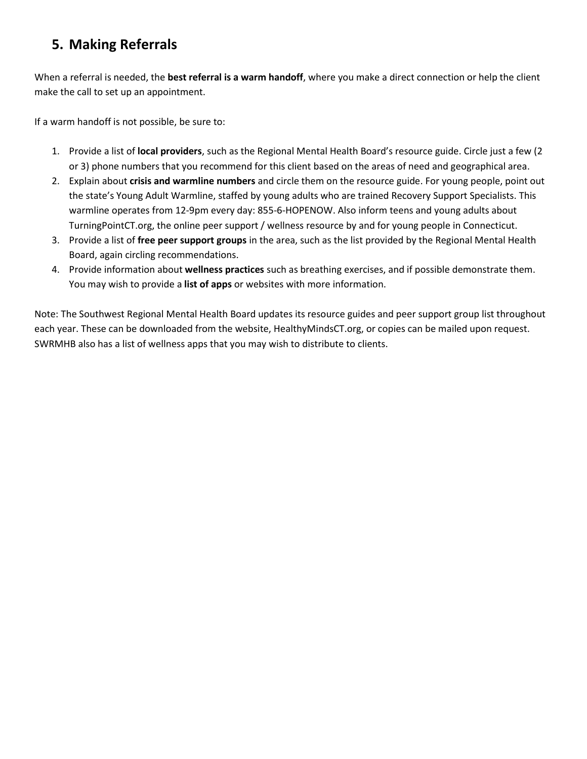## 5. Making Referrals

When a referral is needed, the **best referral is a warm handoff**, where you make a direct connection or help the client make the call to set up an appointment.

If a warm handoff is not possible, be sure to:

1. Provide a list of **local providers**, such as the Regional Mental Health Board's resource guide. Circle just a few (2 or 3) phone numbers that you recommend for this client based on the areas of need and geographical area.
2. Explain about **crisis and warmline numbers** and circle them on the resource guide. For young people, point out the state's Young Adult Warmline, staffed by young adults who are trained Recovery Support Specialists. This warmline operates from 12-9pm every day: 855-6-HOPENOW. Also inform teens and young adults about TurningPointCT.org, the online peer support / wellness resource by and for young people in Connecticut.
3. Provide a list of **free peer support groups** in the area, such as the list provided by the Regional Mental Health Board, again circling recommendations.
4. Provide information about **wellness practices** such as breathing exercises, and if possible demonstrate them. You may wish to provide a **list of apps** or websites with more information.

Note: The Southwest Regional Mental Health Board updates its resource guides and peer support group list throughout each year. These can be downloaded from the website, HealthyMindsCT.org, or copies can be mailed upon request. SWRMHB also has a list of wellness apps that you may wish to distribute to clients.